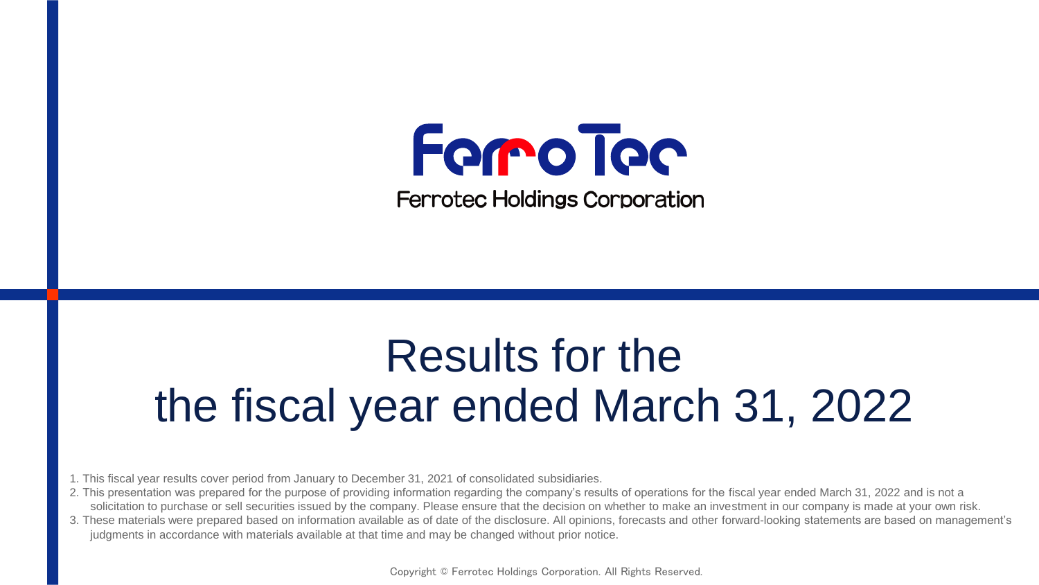FerroTec

Ferrotec Holdings Corporation

# Results for the the fiscal year ended March 31, 2022

1. This fiscal year results cover period from January to December 31, 2021 of consolidated subsidiaries.
2. This presentation was prepared for the purpose of providing information regarding the company's results of operations for the fiscal year ended March 31, 2022 and is not a solicitation to purchase or sell securities issued by the company. Please ensure that the decision on whether to make an investment in our company is made at your own risk.
3. These materials were prepared based on information available as of date of the disclosure. All opinions, forecasts and other forward-looking statements are based on management's judgments in accordance with materials available at that time and may be changed without prior notice.

Copyright © Ferrotec Holdings Corporation. All Rights Reserved.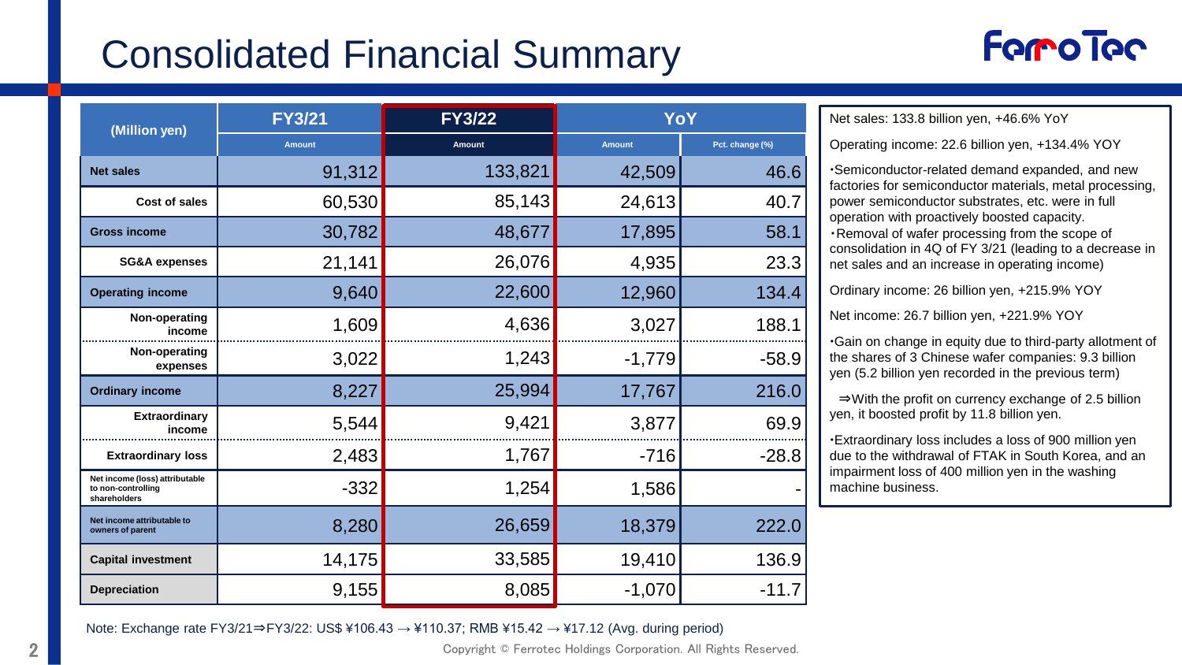# Consolidated Financial Summary

| (Million yen) | FY3/21 | FY3/22 | YoY | |
|---|---|---|---|---|
| | Amount | Amount | Amount | Pct. change (%) |
| Net sales | 91,312 | 133,821 | 42,509 | 46.6 |
| Cost of sales | 60,530 | 85,143 | 24,613 | 40.7 |
| Gross income | 30,782 | 48,677 | 17,895 | 58.1 |
| SG&A expenses | 21,141 | 26,076 | 4,935 | 23.3 |
| Operating income | 9,640 | 22,600 | 12,960 | 134.4 |
| Non-operating income | 1,609 | 4,636 | 3,027 | 188.1 |
| Non-operating expenses | 3,022 | 1,243 | -1,779 | -58.9 |
| Ordinary income | 8,227 | 25,994 | 17,767 | 216.0 |
| Extraordinary income | 5,544 | 9,421 | 3,877 | 69.9 |
| Extraordinary loss | 2,483 | 1,767 | -716 | -28.8 |
| Net income (loss) attributable to non-controlling shareholders | -332 | 1,254 | 1,586 | - |
| Net income attributable to owners of parent | 8,280 | 26,659 | 18,379 | 222.0 |
| Capital investment | 14,175 | 33,585 | 19,410 | 136.9 |
| Depreciation | 9,155 | 8,085 | -1,070 | -11.7 |

Note: Exchange rate FY3/21⇒FY3/22: US$ ¥106.43 → ¥110.37; RMB ¥15.42 → ¥17.12 (Avg. during period)

Net sales: 133.8 billion yen, +46.6% YoY

Operating income: 22.6 billion yen, +134.4% YOY

・Semiconductor-related demand expanded, and new factories for semiconductor materials, metal processing, power semiconductor substrates, etc. were in full operation with proactively boosted capacity.

・Removal of wafer processing from the scope of consolidation in 4Q of FY 3/21 (leading to a decrease in net sales and an increase in operating income)

Ordinary income: 26 billion yen, +215.9% YOY

Net income: 26.7 billion yen, +221.9% YOY

・Gain on change in equity due to third-party allotment of the shares of 3 Chinese wafer companies: 9.3 billion yen (5.2 billion yen recorded in the previous term)

⇒With the profit on currency exchange of 2.5 billion yen, it boosted profit by 11.8 billion yen.

・Extraordinary loss includes a loss of 900 million yen due to the withdrawal of FTAK in South Korea, and an impairment loss of 400 million yen in the washing machine business.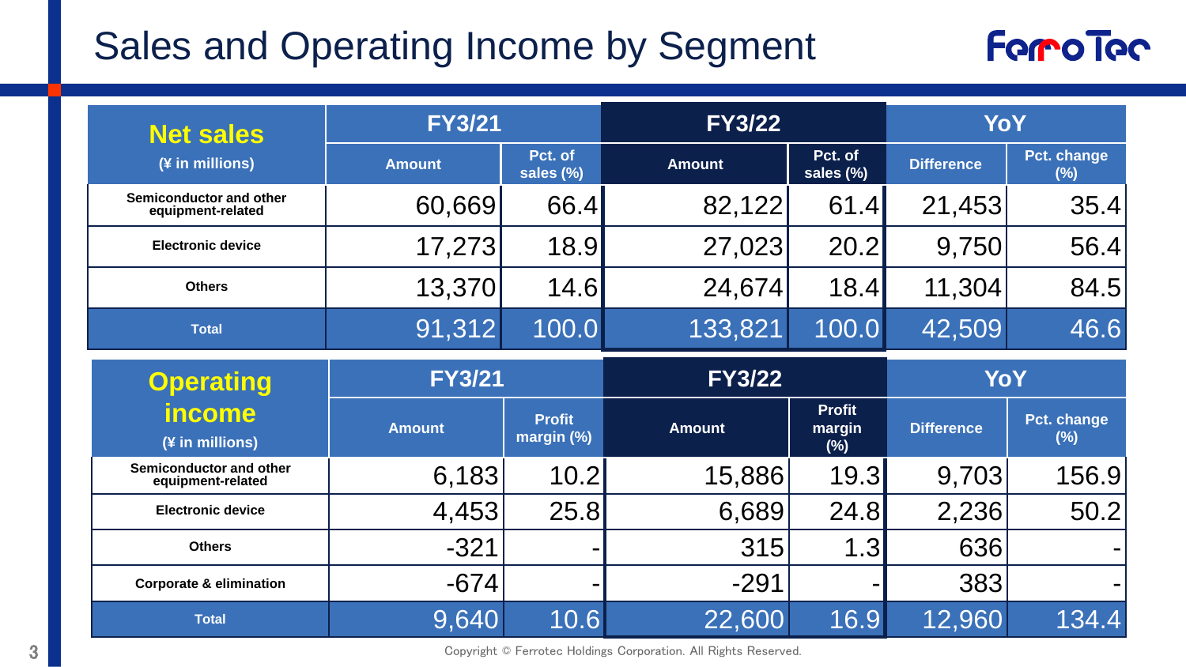# Sales and Operating Income by Segment

| Net sales (¥ in millions) | FY3/21 | | FY3/22 | | YoY | |
|---|---|---|---|---|---|---|
| | Amount | Pct. of sales (%) | Amount | Pct. of sales (%) | Difference | Pct. change (%) |
| Semiconductor and other equipment-related | 60,669 | 66.4 | 82,122 | 61.4 | 21,453 | 35.4 |
| Electronic device | 17,273 | 18.9 | 27,023 | 20.2 | 9,750 | 56.4 |
| Others | 13,370 | 14.6 | 24,674 | 18.4 | 11,304 | 84.5 |
| Total | 91,312 | 100.0 | 133,821 | 100.0 | 42,509 | 46.6 |

| Operating income (¥ in millions) | FY3/21 | | FY3/22 | | YoY | |
|---|---|---|---|---|---|---|
| | Amount | Profit margin (%) | Amount | Profit margin (%) | Difference | Pct. change (%) |
| Semiconductor and other equipment-related | 6,183 | 10.2 | 15,886 | 19.3 | 9,703 | 156.9 |
| Electronic device | 4,453 | 25.8 | 6,689 | 24.8 | 2,236 | 50.2 |
| Others | -321 | - | 315 | 1.3 | 636 | - |
| Corporate & elimination | -674 | - | -291 | - | 383 | - |
| Total | 9,640 | 10.6 | 22,600 | 16.9 | 12,960 | 134.4 |

Copyright © Ferrotec Holdings Corporation. All Rights Reserved.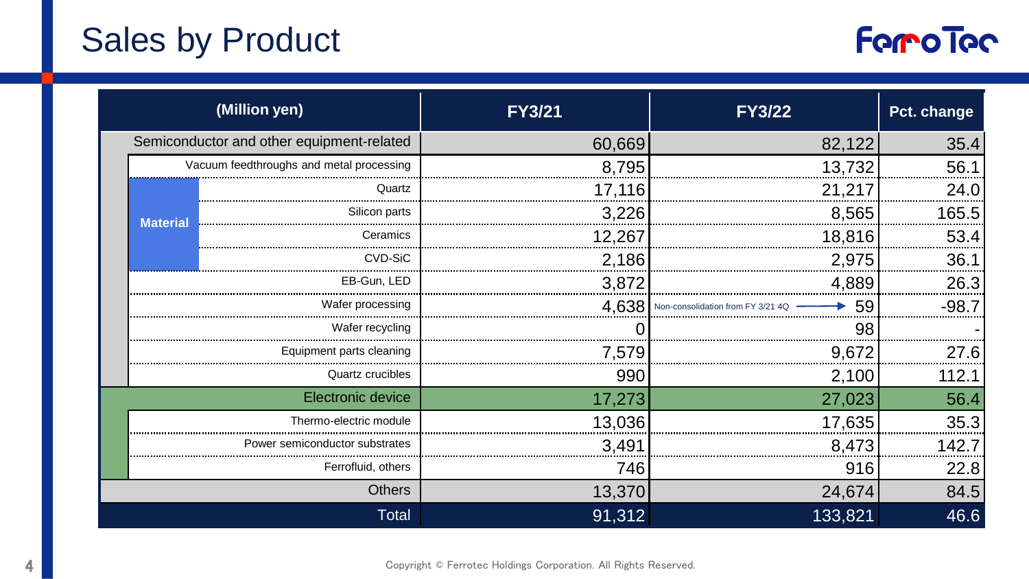# Sales by Product

| (Million yen) | | FY3/21 | FY3/22 | Pct. change |
|---|---|---|---|---|
| Semiconductor and other equipment-related | | 60,669 | 82,122 | 35.4 |
| | Vacuum feedthroughs and metal processing | 8,795 | 13,732 | 56.1 |
| Material | Quartz | 17,116 | 21,217 | 24.0 |
| Material | Silicon parts | 3,226 | 8,565 | 165.5 |
| Material | Ceramics | 12,267 | 18,816 | 53.4 |
| Material | CVD-SiC | 2,186 | 2,975 | 36.1 |
| | EB-Gun, LED | 3,872 | 4,889 | 26.3 |
| | Wafer processing | 4,638 | Non-consolidation from FY 3/21 4Q → 59 | -98.7 |
| | Wafer recycling | 0 | 98 | - |
| | Equipment parts cleaning | 7,579 | 9,672 | 27.6 |
| | Quartz crucibles | 990 | 2,100 | 112.1 |
| Electronic device | | 17,273 | 27,023 | 56.4 |
| | Thermo-electric module | 13,036 | 17,635 | 35.3 |
| | Power semiconductor substrates | 3,491 | 8,473 | 142.7 |
| | Ferrofluid, others | 746 | 916 | 22.8 |
| Others | | 13,370 | 24,674 | 84.5 |
| Total | | 91,312 | 133,821 | 46.6 |

Copyright © Ferrotec Holdings Corporation. All Rights Reserved.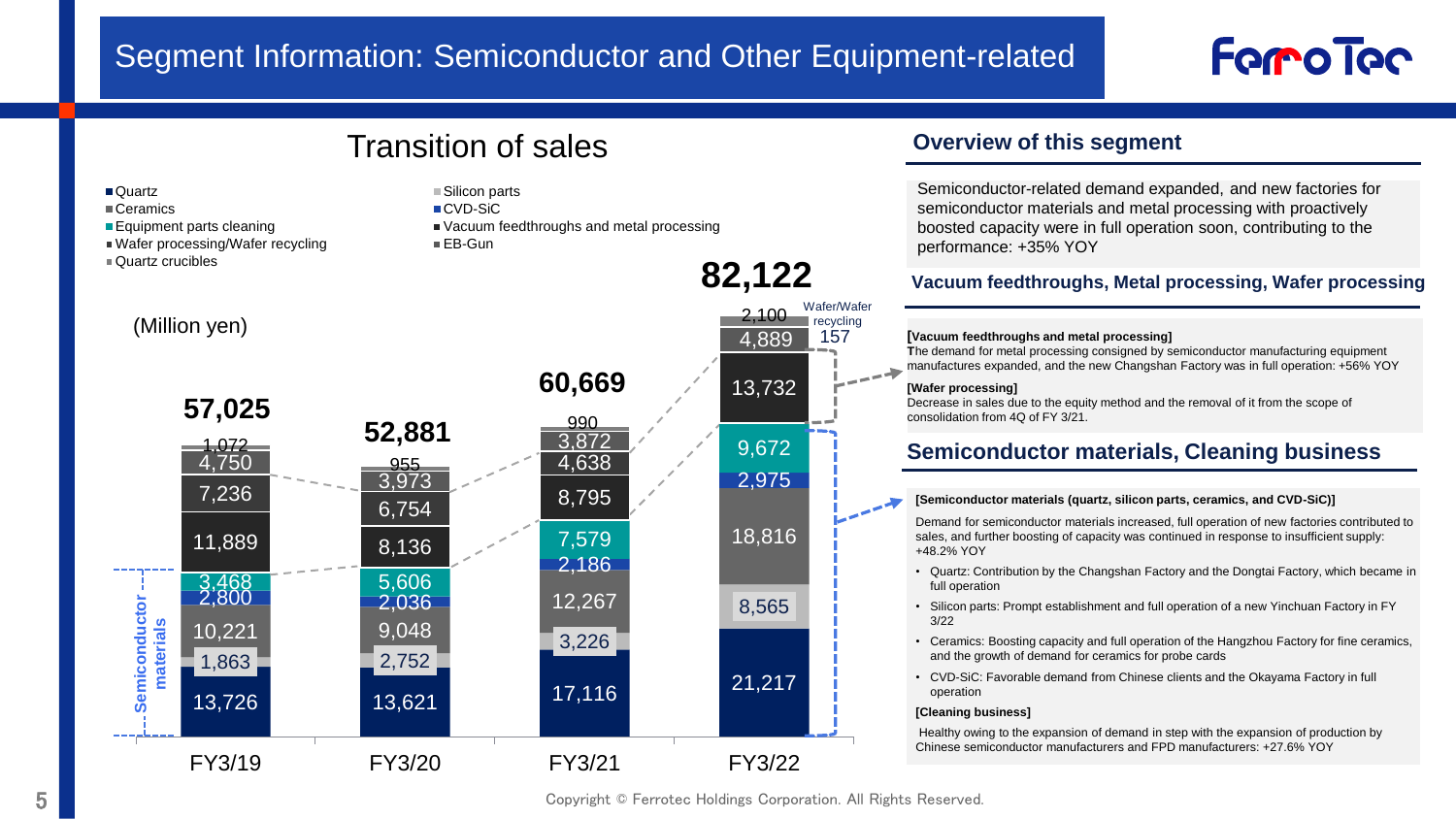# Segment Information: Semiconductor and Other Equipment-related

## Transition of sales

(Million yen)

| Segment | FY3/19 | FY3/20 | FY3/21 | FY3/22 |
|---|---|---|---|---|
| Quartz | 13,726 | 13,621 | 17,116 | 21,217 |
| Silicon parts | 1,863 | 2,752 | 3,226 | 8,565 |
| Ceramics | 10,221 | 9,048 | 12,267 | 18,816 |
| CVD-SiC | 2,800 | 2,036 | 2,186 | 2,975 |
| Equipment parts cleaning | 3,468 | 5,606 | 7,579 | 9,672 |
| Vacuum feedthroughs and metal processing | 11,889 | 8,136 | 8,795 | 13,732 |
| Wafer processing/Wafer recycling | 7,236 | 6,754 | 4,638 | 157 |
| EB-Gun | 4,750 | 3,973 | 3,872 | 4,889 |
| Quartz crucibles | 1,072 | 955 | 990 | 2,100 |
| **Total** | **57,025** | **52,881** | **60,669** | **82,122** |

Semiconductor materials: Quartz, Silicon parts, Ceramics, CVD-SiC

## Overview of this segment

Semiconductor-related demand expanded, and new factories for semiconductor materials and metal processing with proactively boosted capacity were in full operation soon, contributing to the performance: +35% YOY

### Vacuum feedthroughs, Metal processing, Wafer processing

**[Vacuum feedthroughs and metal processing]**
The demand for metal processing consigned by semiconductor manufacturing equipment manufactures expanded, and the new Changshan Factory was in full operation: +56% YOY

**[Wafer processing]**
Decrease in sales due to the equity method and the removal of it from the scope of consolidation from 4Q of FY 3/21.

### Semiconductor materials, Cleaning business

**[Semiconductor materials (quartz, silicon parts, ceramics, and CVD-SiC)]**

Demand for semiconductor materials increased, full operation of new factories contributed to sales, and further boosting of capacity was continued in response to insufficient supply: +48.2% YOY

- Quartz: Contribution by the Changshan Factory and the Dongtai Factory, which became in full operation
- Silicon parts: Prompt establishment and full operation of a new Yinchuan Factory in FY 3/22
- Ceramics: Boosting capacity and full operation of the Hangzhou Factory for fine ceramics, and the growth of demand for ceramics for probe cards
- CVD-SiC: Favorable demand from Chinese clients and the Okayama Factory in full operation

**[Cleaning business]**

Healthy owing to the expansion of demand in step with the expansion of production by Chinese semiconductor manufacturers and FPD manufacturers: +27.6% YOY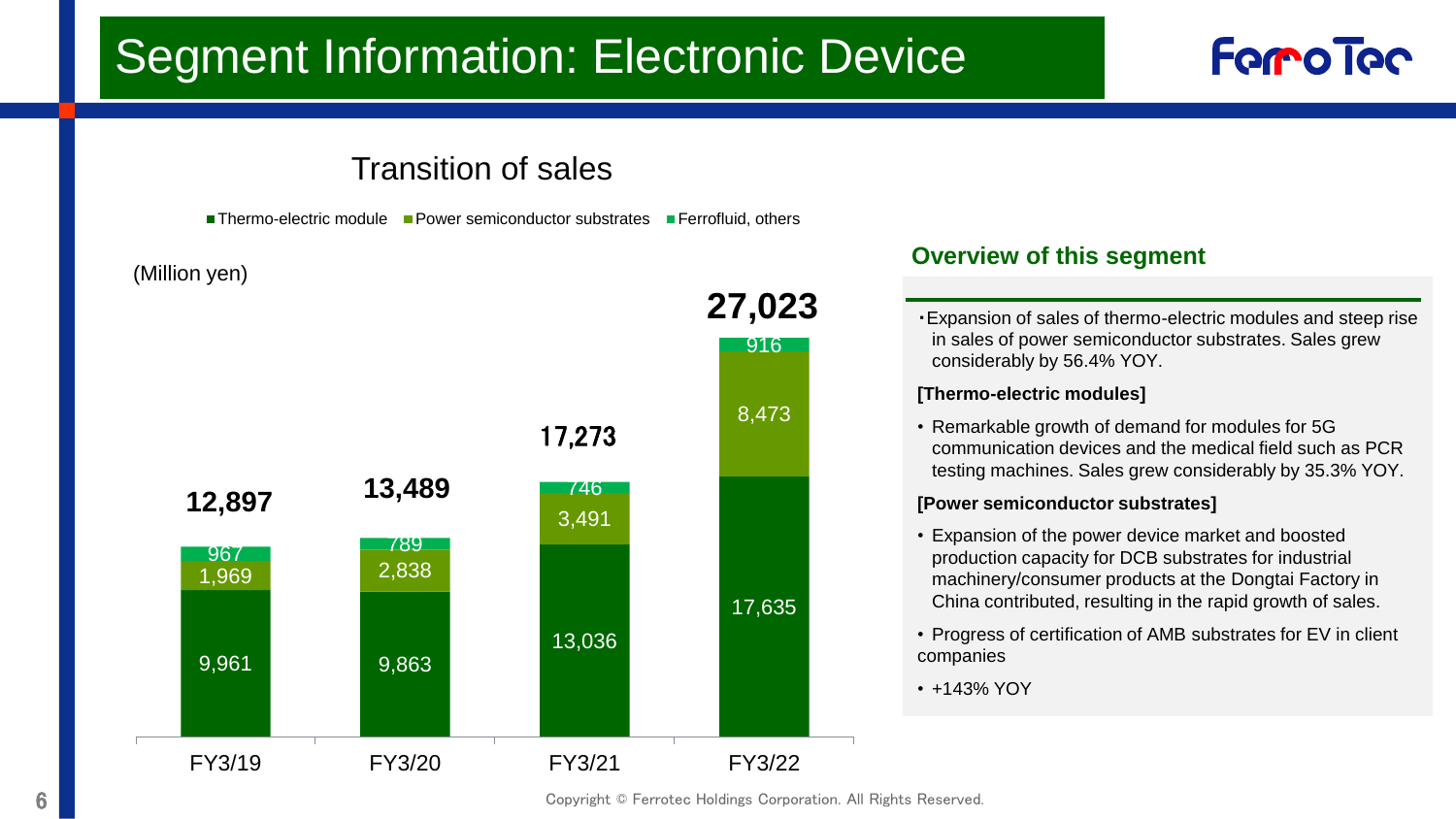# Segment Information: Electronic Device

## Transition of sales

(Million yen)

| | FY3/19 | FY3/20 | FY3/21 | FY3/22 |
|---|---|---|---|---|
| Thermo-electric module | 9,961 | 9,863 | 13,036 | 17,635 |
| Power semiconductor substrates | 1,969 | 2,838 | 3,491 | 8,473 |
| Ferrofluid, others | 967 | 789 | 746 | 916 |
| Total | 12,897 | 13,489 | 17,273 | 27,023 |

## Overview of this segment

・Expansion of sales of thermo-electric modules and steep rise in sales of power semiconductor substrates. Sales grew considerably by 56.4% YOY.

**[Thermo-electric modules]**

- Remarkable growth of demand for modules for 5G communication devices and the medical field such as PCR testing machines. Sales grew considerably by 35.3% YOY.

**[Power semiconductor substrates]**

- Expansion of the power device market and boosted production capacity for DCB substrates for industrial machinery/consumer products at the Dongtai Factory in China contributed, resulting in the rapid growth of sales.
- Progress of certification of AMB substrates for EV in client companies
- +143% YOY

Copyright © Ferrotec Holdings Corporation. All Rights Reserved.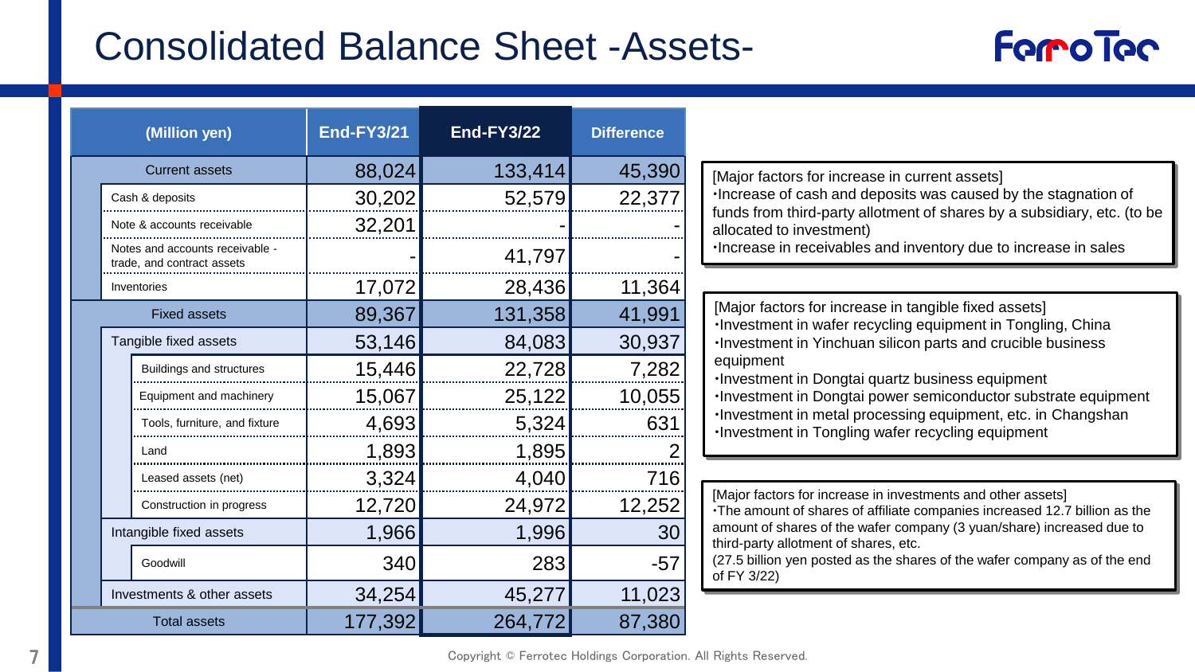# Consolidated Balance Sheet -Assets-

| (Million yen) | End-FY3/21 | End-FY3/22 | Difference |
|---|---|---|---|
| Current assets | 88,024 | 133,414 | 45,390 |
| Cash & deposits | 30,202 | 52,579 | 22,377 |
| Note & accounts receivable | 32,201 | - | - |
| Notes and accounts receivable - trade, and contract assets | - | 41,797 | - |
| Inventories | 17,072 | 28,436 | 11,364 |
| Fixed assets | 89,367 | 131,358 | 41,991 |
| Tangible fixed assets | 53,146 | 84,083 | 30,937 |
| Buildings and structures | 15,446 | 22,728 | 7,282 |
| Equipment and machinery | 15,067 | 25,122 | 10,055 |
| Tools, furniture, and fixture | 4,693 | 5,324 | 631 |
| Land | 1,893 | 1,895 | 2 |
| Leased assets (net) | 3,324 | 4,040 | 716 |
| Construction in progress | 12,720 | 24,972 | 12,252 |
| Intangible fixed assets | 1,966 | 1,996 | 30 |
| Goodwill | 340 | 283 | -57 |
| Investments & other assets | 34,254 | 45,277 | 11,023 |
| Total assets | 177,392 | 264,772 | 87,380 |

[Major factors for increase in current assets]
- Increase of cash and deposits was caused by the stagnation of funds from third-party allotment of shares by a subsidiary, etc. (to be allocated to investment)
- Increase in receivables and inventory due to increase in sales

[Major factors for increase in tangible fixed assets]
- Investment in wafer recycling equipment in Tongling, China
- Investment in Yinchuan silicon parts and crucible business equipment
- Investment in Dongtai quartz business equipment
- Investment in Dongtai power semiconductor substrate equipment
- Investment in metal processing equipment, etc. in Changshan
- Investment in Tongling wafer recycling equipment

[Major factors for increase in investments and other assets]
- The amount of shares of affiliate companies increased 12.7 billion as the amount of shares of the wafer company (3 yuan/share) increased due to third-party allotment of shares, etc.

(27.5 billion yen posted as the shares of the wafer company as of the end of FY 3/22)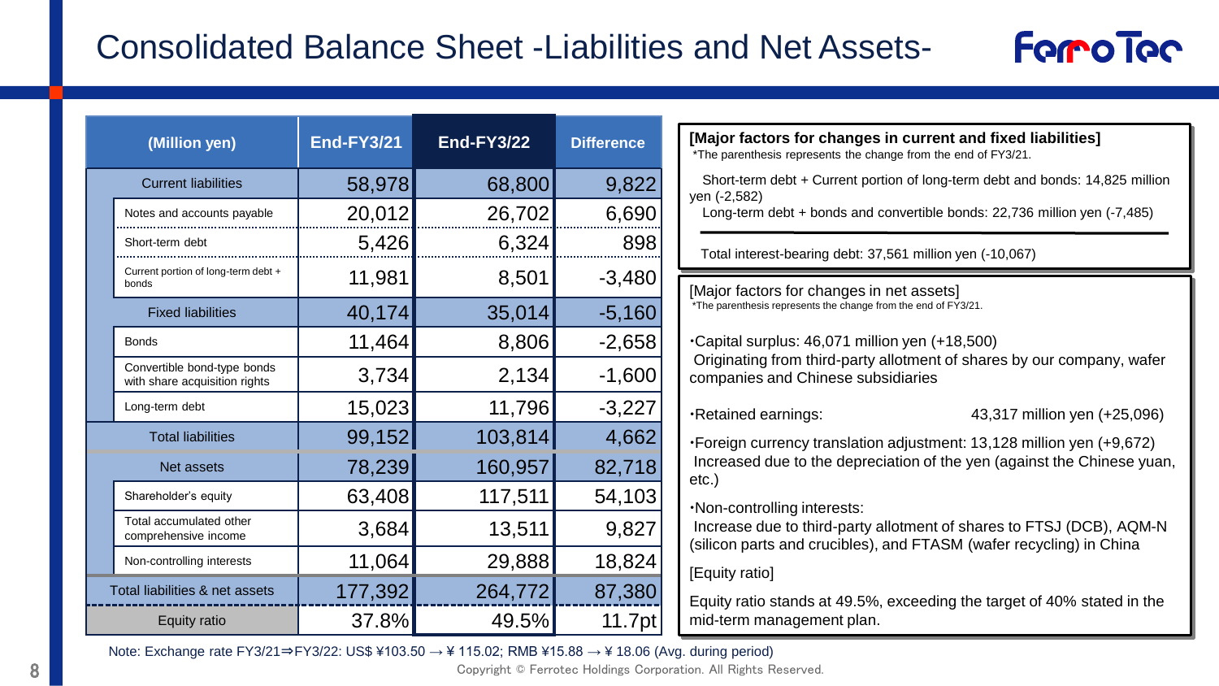# Consolidated Balance Sheet -Liabilities and Net Assets-

| (Million yen) | End-FY3/21 | End-FY3/22 | Difference |
|---|---|---|---|
| Current liabilities | 58,978 | 68,800 | 9,822 |
| Notes and accounts payable | 20,012 | 26,702 | 6,690 |
| Short-term debt | 5,426 | 6,324 | 898 |
| Current portion of long-term debt + bonds | 11,981 | 8,501 | -3,480 |
| Fixed liabilities | 40,174 | 35,014 | -5,160 |
| Bonds | 11,464 | 8,806 | -2,658 |
| Convertible bond-type bonds with share acquisition rights | 3,734 | 2,134 | -1,600 |
| Long-term debt | 15,023 | 11,796 | -3,227 |
| Total liabilities | 99,152 | 103,814 | 4,662 |
| Net assets | 78,239 | 160,957 | 82,718 |
| Shareholder's equity | 63,408 | 117,511 | 54,103 |
| Total accumulated other comprehensive income | 3,684 | 13,511 | 9,827 |
| Non-controlling interests | 11,064 | 29,888 | 18,824 |
| Total liabilities & net assets | 177,392 | 264,772 | 87,380 |
| Equity ratio | 37.8% | 49.5% | 11.7pt |

Note: Exchange rate FY3/21⇒FY3/22: US$ ¥103.50 → ¥ 115.02; RMB ¥15.88 → ¥ 18.06 (Avg. during period)

**[Major factors for changes in current and fixed liabilities]**

*The parenthesis represents the change from the end of FY3/21.

Short-term debt + Current portion of long-term debt and bonds: 14,825 million yen (-2,582)

Long-term debt + bonds and convertible bonds: 22,736 million yen (-7,485)

Total interest-bearing debt: 37,561 million yen (-10,067)

[Major factors for changes in net assets]

*The parenthesis represents the change from the end of FY3/21.

・Capital surplus: 46,071 million yen (+18,500)
Originating from third-party allotment of shares by our company, wafer companies and Chinese subsidiaries

・Retained earnings: 43,317 million yen (+25,096)

・Foreign currency translation adjustment: 13,128 million yen (+9,672)
Increased due to the depreciation of the yen (against the Chinese yuan, etc.)

・Non-controlling interests:
Increase due to third-party allotment of shares to FTSJ (DCB), AQM-N (silicon parts and crucibles), and FTASM (wafer recycling) in China

[Equity ratio]

Equity ratio stands at 49.5%, exceeding the target of 40% stated in the mid-term management plan.

Copyright © Ferrotec Holdings Corporation. All Rights Reserved.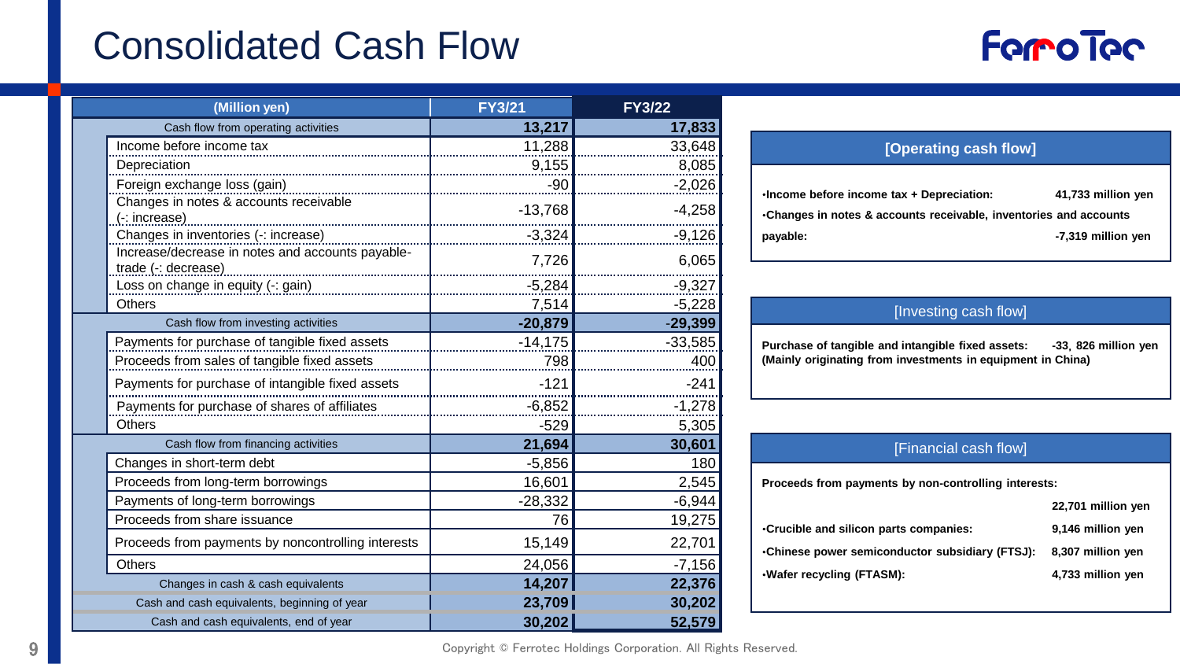# Consolidated Cash Flow

| (Million yen) | FY3/21 | FY3/22 |
|---|---|---|
| **Cash flow from operating activities** | **13,217** | **17,833** |
| Income before income tax | 11,288 | 33,648 |
| Depreciation | 9,155 | 8,085 |
| Foreign exchange loss (gain) | -90 | -2,026 |
| Changes in notes & accounts receivable (-: increase) | -13,768 | -4,258 |
| Changes in inventories (-: increase) | -3,324 | -9,126 |
| Increase/decrease in notes and accounts payable-trade (-: decrease) | 7,726 | 6,065 |
| Loss on change in equity (-: gain) | -5,284 | -9,327 |
| Others | 7,514 | -5,228 |
| **Cash flow from investing activities** | **-20,879** | **-29,399** |
| Payments for purchase of tangible fixed assets | -14,175 | -33,585 |
| Proceeds from sales of tangible fixed assets | 798 | 400 |
| Payments for purchase of intangible fixed assets | -121 | -241 |
| Payments for purchase of shares of affiliates | -6,852 | -1,278 |
| Others | -529 | 5,305 |
| **Cash flow from financing activities** | **21,694** | **30,601** |
| Changes in short-term debt | -5,856 | 180 |
| Proceeds from long-term borrowings | 16,601 | 2,545 |
| Payments of long-term borrowings | -28,332 | -6,944 |
| Proceeds from share issuance | 76 | 19,275 |
| Proceeds from payments by noncontrolling interests | 15,149 | 22,701 |
| Others | 24,056 | -7,156 |
| **Changes in cash & cash equivalents** | **14,207** | **22,376** |
| **Cash and cash equivalents, beginning of year** | **23,709** | **30,202** |
| **Cash and cash equivalents, end of year** | **30,202** | **52,579** |

**[Operating cash flow]**

- **Income before income tax + Depreciation: 41,733 million yen**
- **Changes in notes & accounts receivable, inventories and accounts payable: -7,319 million yen**

**[Investing cash flow]**

**Purchase of tangible and intangible fixed assets: -33, 826 million yen**
**(Mainly originating from investments in equipment in China)**

**[Financial cash flow]**

**Proceeds from payments by non-controlling interests: 22,701 million yen**

- **Crucible and silicon parts companies: 9,146 million yen**
- **Chinese power semiconductor subsidiary (FTSJ): 8,307 million yen**
- **Wafer recycling (FTASM): 4,733 million yen**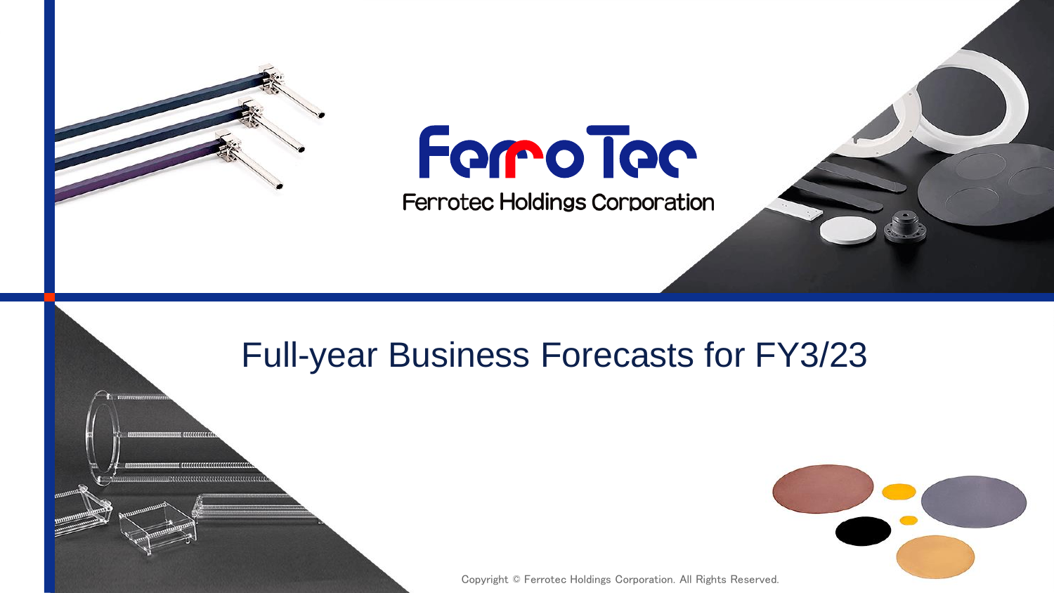Ferrotec Holdings Corporation

# Full-year Business Forecasts for FY3/23

Copyright © Ferrotec Holdings Corporation. All Rights Reserved.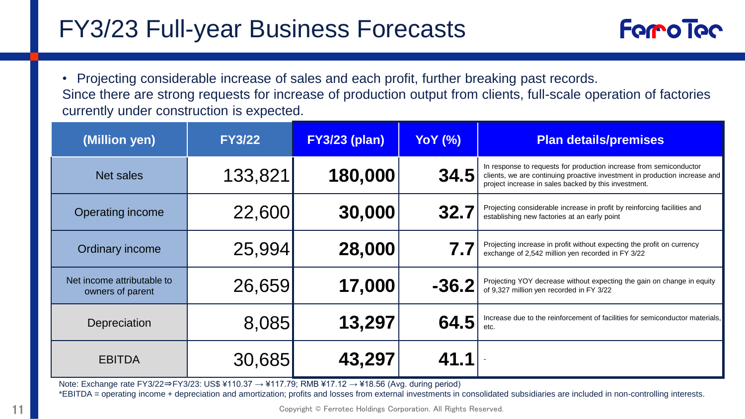# FY3/23 Full-year Business Forecasts

- Projecting considerable increase of sales and each profit, further breaking past records.
Since there are strong requests for increase of production output from clients, full-scale operation of factories currently under construction is expected.

| (Million yen) | FY3/22 | FY3/23 (plan) | YoY (%) | Plan details/premises |
|---|---|---|---|---|
| Net sales | 133,821 | **180,000** | **34.5** | In response to requests for production increase from semiconductor clients, we are continuing proactive investment in production increase and project increase in sales backed by this investment. |
| Operating income | 22,600 | **30,000** | **32.7** | Projecting considerable increase in profit by reinforcing facilities and establishing new factories at an early point |
| Ordinary income | 25,994 | **28,000** | **7.7** | Projecting increase in profit without expecting the profit on currency exchange of 2,542 million yen recorded in FY 3/22 |
| Net income attributable to owners of parent | 26,659 | **17,000** | **-36.2** | Projecting YOY decrease without expecting the gain on change in equity of 9,327 million yen recorded in FY 3/22 |
| Depreciation | 8,085 | **13,297** | **64.5** | Increase due to the reinforcement of facilities for semiconductor materials, etc. |
| EBITDA | 30,685 | **43,297** | **41.1** | - |

Note: Exchange rate FY3/22⇒FY3/23: US$ ¥110.37 → ¥117.79; RMB ¥17.12 → ¥18.56 (Avg. during period)

*EBITDA = operating income + depreciation and amortization; profits and losses from external investments in consolidated subsidiaries are included in non-controlling interests.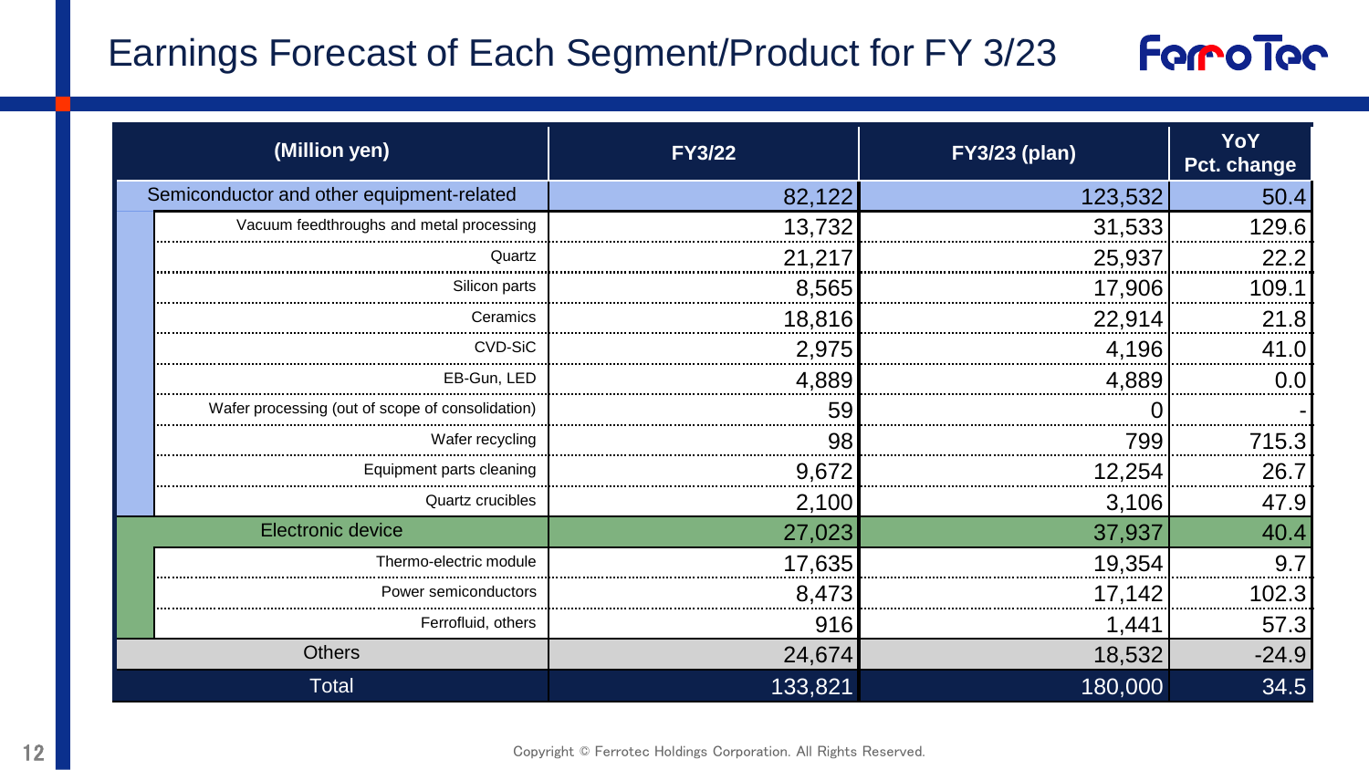# Earnings Forecast of Each Segment/Product for FY 3/23

| (Million yen) | | FY3/22 | FY3/23 (plan) | YoY Pct. change |
|---|---|---|---|---|
| Semiconductor and other equipment-related | | 82,122 | 123,532 | 50.4 |
| | Vacuum feedthroughs and metal processing | 13,732 | 31,533 | 129.6 |
| | Quartz | 21,217 | 25,937 | 22.2 |
| | Silicon parts | 8,565 | 17,906 | 109.1 |
| | Ceramics | 18,816 | 22,914 | 21.8 |
| | CVD-SiC | 2,975 | 4,196 | 41.0 |
| | EB-Gun, LED | 4,889 | 4,889 | 0.0 |
| | Wafer processing (out of scope of consolidation) | 59 | 0 | - |
| | Wafer recycling | 98 | 799 | 715.3 |
| | Equipment parts cleaning | 9,672 | 12,254 | 26.7 |
| | Quartz crucibles | 2,100 | 3,106 | 47.9 |
| Electronic device | | 27,023 | 37,937 | 40.4 |
| | Thermo-electric module | 17,635 | 19,354 | 9.7 |
| | Power semiconductors | 8,473 | 17,142 | 102.3 |
| | Ferrofluid, others | 916 | 1,441 | 57.3 |
| Others | | 24,674 | 18,532 | -24.9 |
| Total | | 133,821 | 180,000 | 34.5 |

Copyright © Ferrotec Holdings Corporation. All Rights Reserved.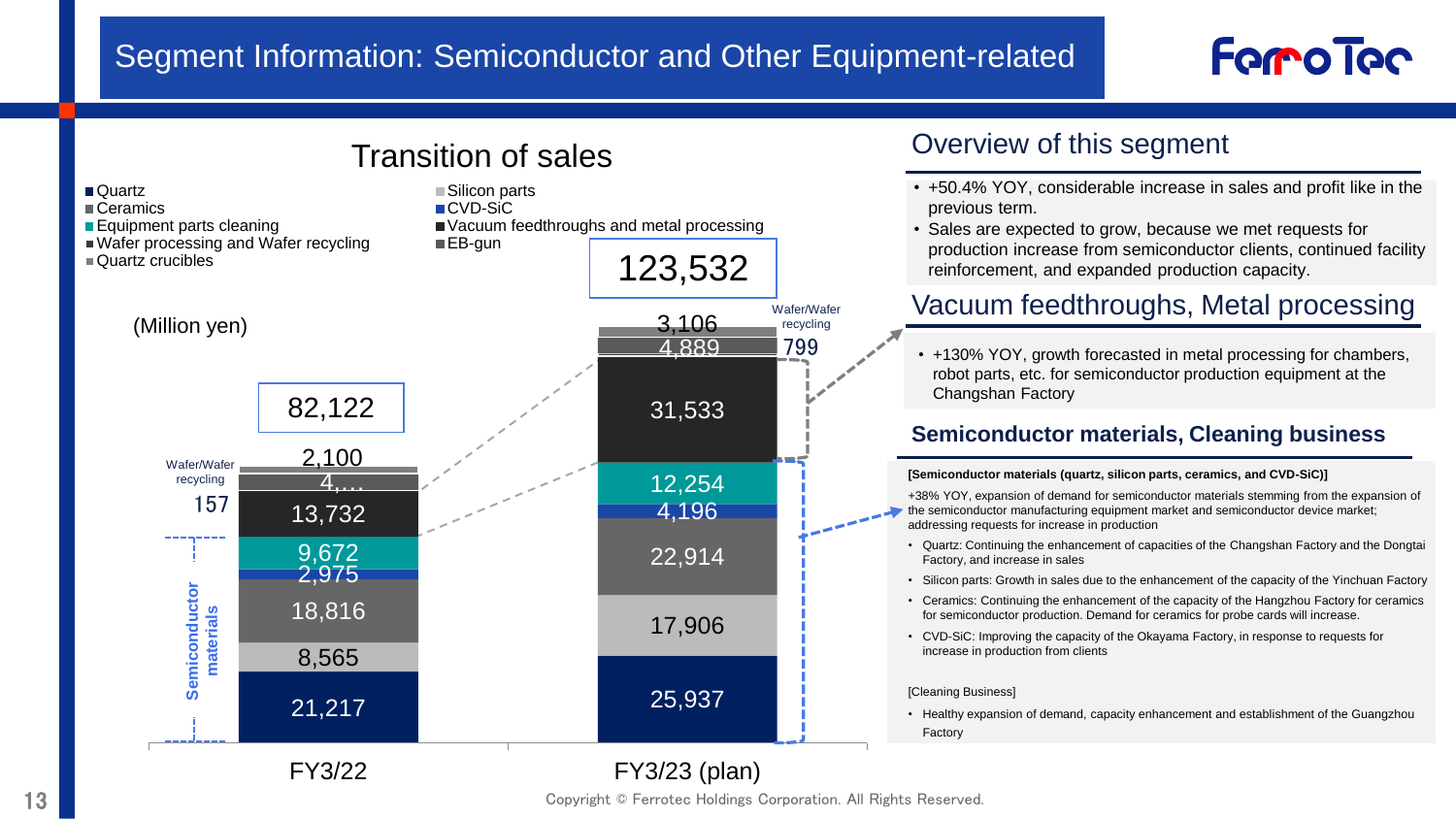# Segment Information: Semiconductor and Other Equipment-related

## Transition of sales

(Million yen)

| Item | FY3/22 | FY3/23 (plan) |
|---|---|---|
| Quartz | 21,217 | 25,937 |
| Silicon parts | 8,565 | 17,906 |
| Ceramics | 18,816 | 22,914 |
| CVD-SiC | 2,975 | 4,196 |
| Equipment parts cleaning | 9,672 | 12,254 |
| Vacuum feedthroughs and metal processing | 13,732 | 31,533 |
| Wafer processing and Wafer recycling | 157 | 799 |
| EB-gun | 4,... | 4,889 |
| Quartz crucibles | 2,100 | 3,106 |
| Total | 82,122 | 123,532 |

Semiconductor materials: Quartz, Silicon parts, Ceramics, CVD-SiC

## Overview of this segment

- +50.4% YOY, considerable increase in sales and profit like in the previous term.
- Sales are expected to grow, because we met requests for production increase from semiconductor clients, continued facility reinforcement, and expanded production capacity.

## Vacuum feedthroughs, Metal processing

- +130% YOY, growth forecasted in metal processing for chambers, robot parts, etc. for semiconductor production equipment at the Changshan Factory

## Semiconductor materials, Cleaning business

**[Semiconductor materials (quartz, silicon parts, ceramics, and CVD-SiC)]**

+38% YOY, expansion of demand for semiconductor materials stemming from the expansion of the semiconductor manufacturing equipment market and semiconductor device market; addressing requests for increase in production

- Quartz: Continuing the enhancement of capacities of the Changshan Factory and the Dongtai Factory, and increase in sales
- Silicon parts: Growth in sales due to the enhancement of the capacity of the Yinchuan Factory
- Ceramics: Continuing the enhancement of the capacity of the Hangzhou Factory for ceramics for semiconductor production. Demand for ceramics for probe cards will increase.
- CVD-SiC: Improving the capacity of the Okayama Factory, in response to requests for increase in production from clients

[Cleaning Business]

- Healthy expansion of demand, capacity enhancement and establishment of the Guangzhou Factory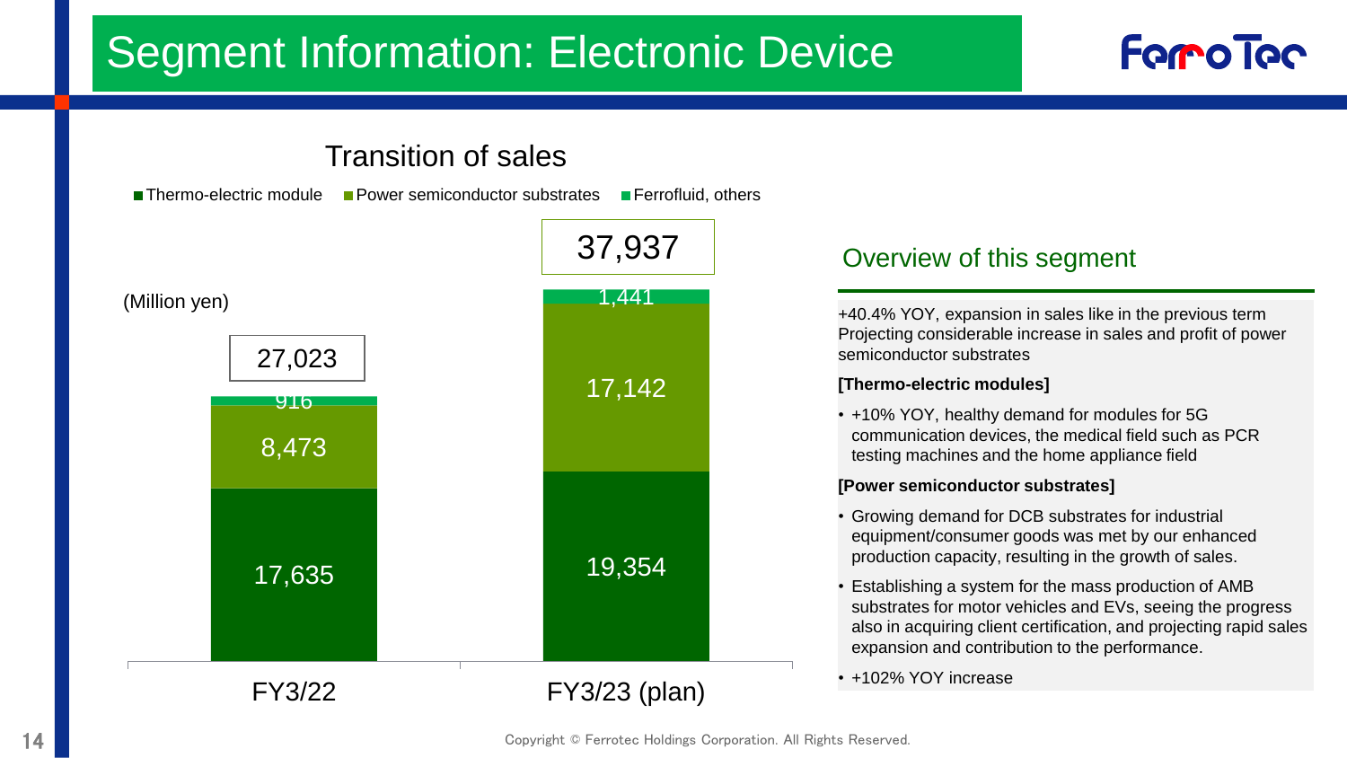# Segment Information: Electronic Device

## Transition of sales

(Million yen)

| | FY3/22 | FY3/23 (plan) |
|---|---|---|
| Thermo-electric module | 17,635 | 19,354 |
| Power semiconductor substrates | 8,473 | 17,142 |
| Ferrofluid, others | 916 | 1,441 |
| Total | 27,023 | 37,937 |

## Overview of this segment

+40.4% YOY, expansion in sales like in the previous term
Projecting considerable increase in sales and profit of power semiconductor substrates

**[Thermo-electric modules]**

- +10% YOY, healthy demand for modules for 5G communication devices, the medical field such as PCR testing machines and the home appliance field

**[Power semiconductor substrates]**

- Growing demand for DCB substrates for industrial equipment/consumer goods was met by our enhanced production capacity, resulting in the growth of sales.
- Establishing a system for the mass production of AMB substrates for motor vehicles and EVs, seeing the progress also in acquiring client certification, and projecting rapid sales expansion and contribution to the performance.
- +102% YOY increase

Copyright © Ferrotec Holdings Corporation. All Rights Reserved.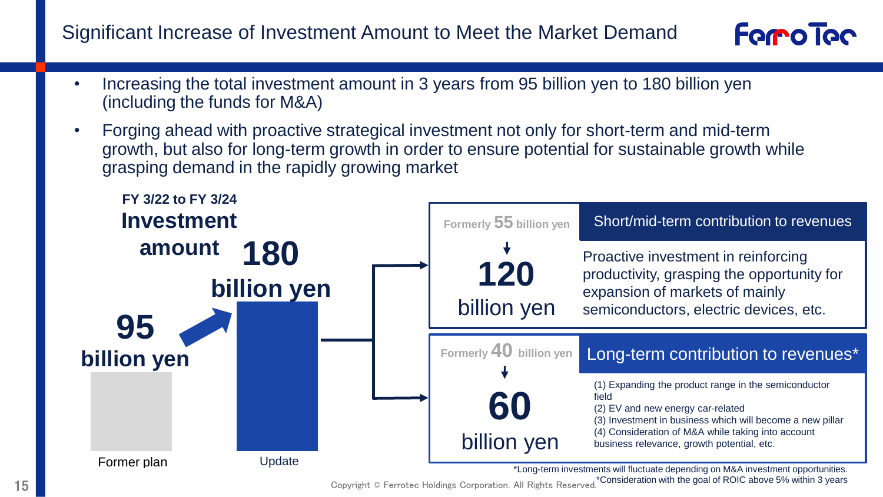# Significant Increase of Investment Amount to Meet the Market Demand

- Increasing the total investment amount in 3 years from 95 billion yen to 180 billion yen (including the funds for M&A)
- Forging ahead with proactive strategical investment not only for short-term and mid-term growth, but also for long-term growth in order to ensure potential for sustainable growth while grasping demand in the rapidly growing market

**FY 3/22 to FY 3/24**
**Investment amount**

| Former plan | Update |
|---|---|
| **95 billion yen** | **180 billion yen** |

| | Short/mid-term contribution to revenues |
|---|---|
| Formerly 55 billion yen → **120 billion yen** | Proactive investment in reinforcing productivity, grasping the opportunity for expansion of markets of mainly semiconductors, electric devices, etc. |

| | Long-term contribution to revenues* |
|---|---|
| Formerly 40 billion yen → **60 billion yen** | (1) Expanding the product range in the semiconductor field<br>(2) EV and new energy car-related<br>(3) Investment in business which will become a new pillar<br>(4) Consideration of M&A while taking into account business relevance, growth potential, etc. |

*Long-term investments will fluctuate depending on M&A investment opportunities.
*Consideration with the goal of ROIC above 5% within 3 years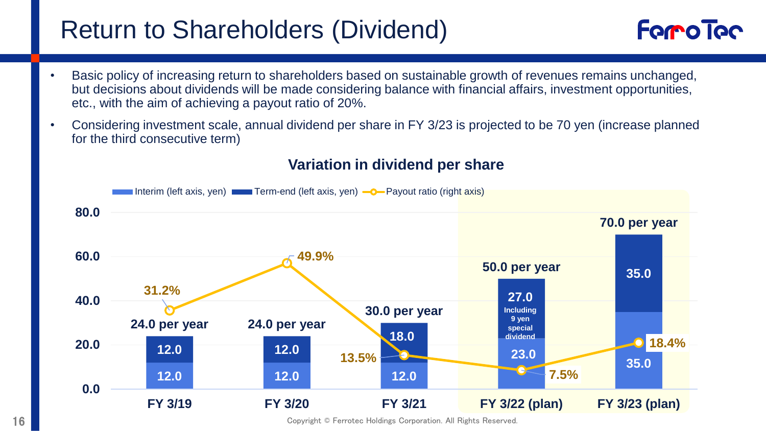# Return to Shareholders (Dividend)

- Basic policy of increasing return to shareholders based on sustainable growth of revenues remains unchanged, but decisions about dividends will be made considering balance with financial affairs, investment opportunities, etc., with the aim of achieving a payout ratio of 20%.
- Considering investment scale, annual dividend per share in FY 3/23 is projected to be 70 yen (increase planned for the third consecutive term)

## Variation in dividend per share

| | FY 3/19 | FY 3/20 | FY 3/21 | FY 3/22 (plan) | FY 3/23 (plan) |
|---|---|---|---|---|---|
| Interim (left axis, yen) | 12.0 | 12.0 | 12.0 | 23.0 | 35.0 |
| Term-end (left axis, yen) | 12.0 | 12.0 | 18.0 | 27.0 (Including 9 yen special dividend) | 35.0 |
| Per year | 24.0 per year | 24.0 per year | 30.0 per year | 50.0 per year | 70.0 per year |
| Payout ratio (right axis) | 31.2% | 49.9% | 13.5% | 7.5% | 18.4% |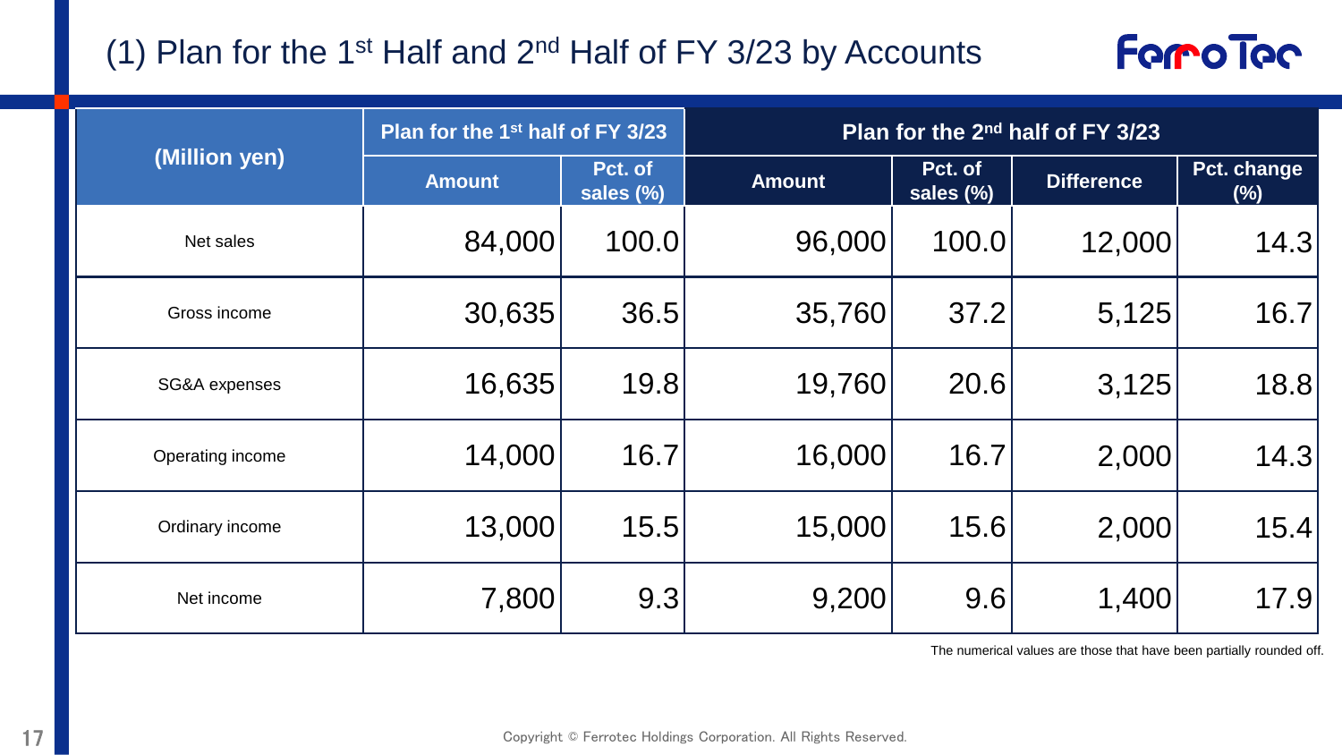# (1) Plan for the 1st Half and 2nd Half of FY 3/23 by Accounts

| (Million yen) | Plan for the 1st half of FY 3/23 | | Plan for the 2nd half of FY 3/23 | | | |
|---|---|---|---|---|---|---|
| | Amount | Pct. of sales (%) | Amount | Pct. of sales (%) | Difference | Pct. change (%) |
| Net sales | 84,000 | 100.0 | 96,000 | 100.0 | 12,000 | 14.3 |
| Gross income | 30,635 | 36.5 | 35,760 | 37.2 | 5,125 | 16.7 |
| SG&A expenses | 16,635 | 19.8 | 19,760 | 20.6 | 3,125 | 18.8 |
| Operating income | 14,000 | 16.7 | 16,000 | 16.7 | 2,000 | 14.3 |
| Ordinary income | 13,000 | 15.5 | 15,000 | 15.6 | 2,000 | 15.4 |
| Net income | 7,800 | 9.3 | 9,200 | 9.6 | 1,400 | 17.9 |

The numerical values are those that have been partially rounded off.

Copyright © Ferrotec Holdings Corporation. All Rights Reserved.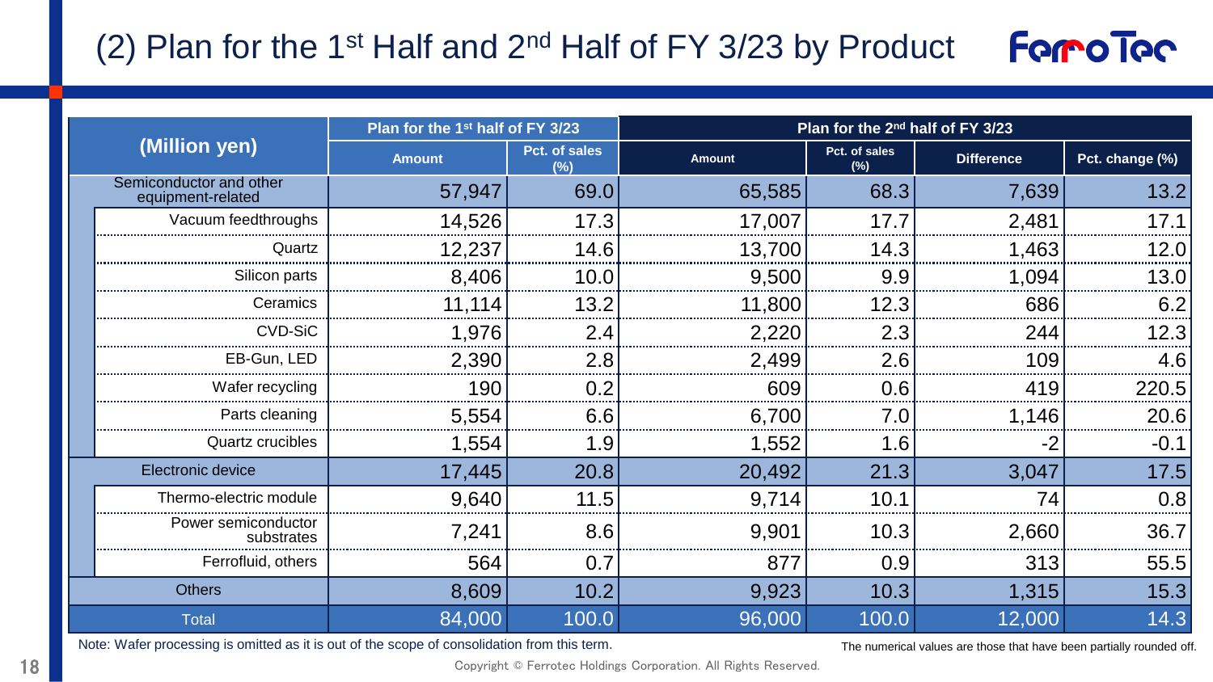## (2) Plan for the 1st Half and 2nd Half of FY 3/23 by Product

| (Million yen) | Plan for the 1st half of FY 3/23 | | Plan for the 2nd half of FY 3/23 | | | |
|---|---|---|---|---|---|---|
| | Amount | Pct. of sales (%) | Amount | Pct. of sales (%) | Difference | Pct. change (%) |
| Semiconductor and other equipment-related | 57,947 | 69.0 | 65,585 | 68.3 | 7,639 | 13.2 |
| Vacuum feedthroughs | 14,526 | 17.3 | 17,007 | 17.7 | 2,481 | 17.1 |
| Quartz | 12,237 | 14.6 | 13,700 | 14.3 | 1,463 | 12.0 |
| Silicon parts | 8,406 | 10.0 | 9,500 | 9.9 | 1,094 | 13.0 |
| Ceramics | 11,114 | 13.2 | 11,800 | 12.3 | 686 | 6.2 |
| CVD-SiC | 1,976 | 2.4 | 2,220 | 2.3 | 244 | 12.3 |
| EB-Gun, LED | 2,390 | 2.8 | 2,499 | 2.6 | 109 | 4.6 |
| Wafer recycling | 190 | 0.2 | 609 | 0.6 | 419 | 220.5 |
| Parts cleaning | 5,554 | 6.6 | 6,700 | 7.0 | 1,146 | 20.6 |
| Quartz crucibles | 1,554 | 1.9 | 1,552 | 1.6 | -2 | -0.1 |
| Electronic device | 17,445 | 20.8 | 20,492 | 21.3 | 3,047 | 17.5 |
| Thermo-electric module | 9,640 | 11.5 | 9,714 | 10.1 | 74 | 0.8 |
| Power semiconductor substrates | 7,241 | 8.6 | 9,901 | 10.3 | 2,660 | 36.7 |
| Ferrofluid, others | 564 | 0.7 | 877 | 0.9 | 313 | 55.5 |
| Others | 8,609 | 10.2 | 9,923 | 10.3 | 1,315 | 15.3 |
| Total | 84,000 | 100.0 | 96,000 | 100.0 | 12,000 | 14.3 |

Note: Wafer processing is omitted as it is out of the scope of consolidation from this term.

The numerical values are those that have been partially rounded off.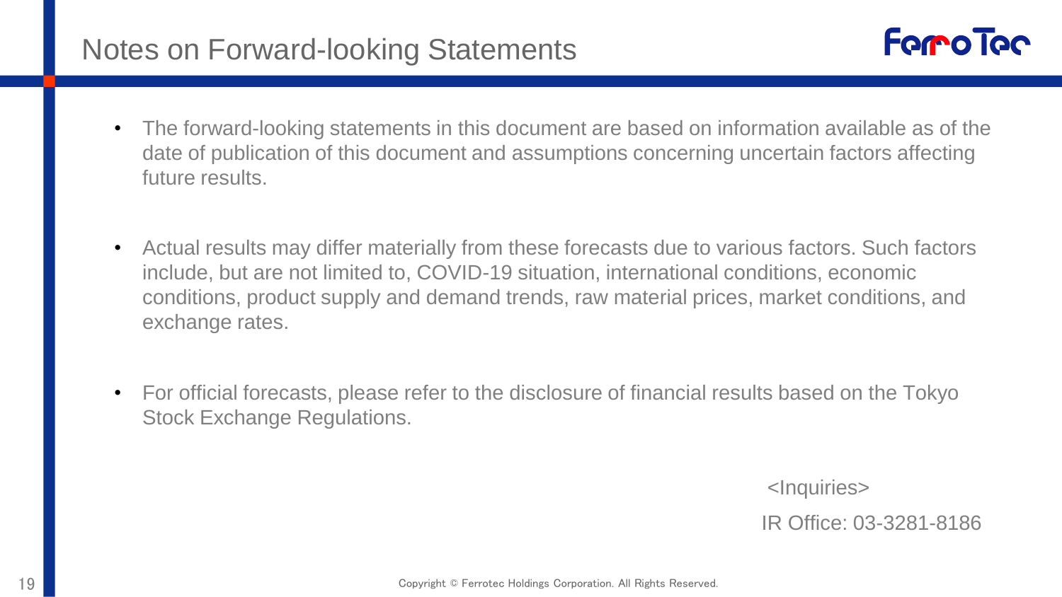# Notes on Forward-looking Statements

- The forward-looking statements in this document are based on information available as of the date of publication of this document and assumptions concerning uncertain factors affecting future results.

- Actual results may differ materially from these forecasts due to various factors. Such factors include, but are not limited to, COVID-19 situation, international conditions, economic conditions, product supply and demand trends, raw material prices, market conditions, and exchange rates.

- For official forecasts, please refer to the disclosure of financial results based on the Tokyo Stock Exchange Regulations.

<Inquiries>

IR Office: 03-3281-8186